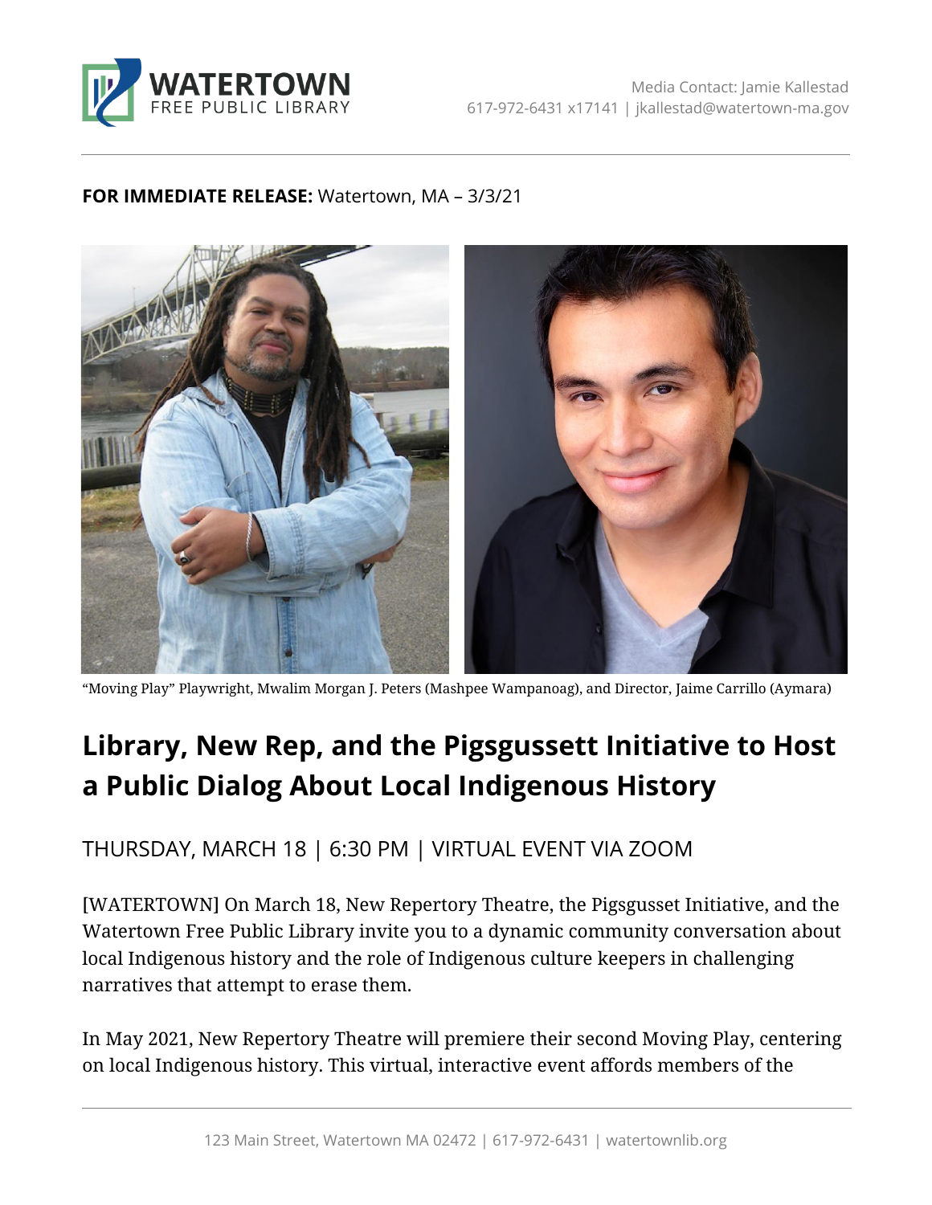WATERTOWN FREE PUBLIC LIBRARY

Media Contact: Jamie Kallestad
617-972-6431 x17141 | jkallestad@watertown-ma.gov

**FOR IMMEDIATE RELEASE:** Watertown, MA – 3/3/21

"Moving Play" Playwright, Mwalim Morgan J. Peters (Mashpee Wampanoag), and Director, Jaime Carrillo (Aymara)

# Library, New Rep, and the Pigsgussett Initiative to Host a Public Dialog About Local Indigenous History

THURSDAY, MARCH 18 | 6:30 PM | VIRTUAL EVENT VIA ZOOM

[WATERTOWN] On March 18, New Repertory Theatre, the Pigsgusset Initiative, and the Watertown Free Public Library invite you to a dynamic community conversation about local Indigenous history and the role of Indigenous culture keepers in challenging narratives that attempt to erase them.

In May 2021, New Repertory Theatre will premiere their second Moving Play, centering on local Indigenous history. This virtual, interactive event affords members of the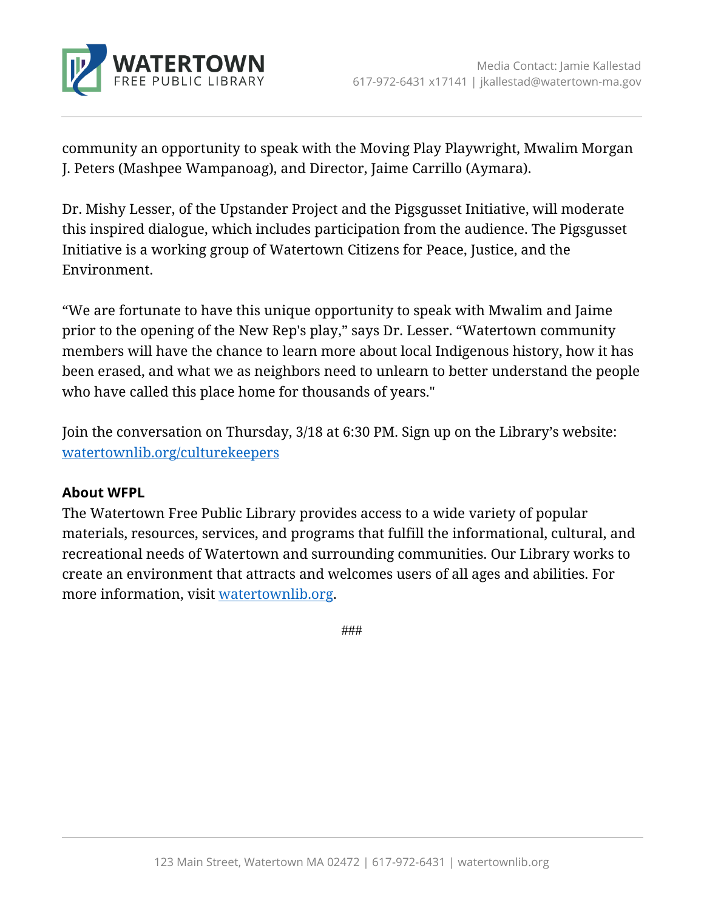community an opportunity to speak with the Moving Play Playwright, Mwalim Morgan J. Peters (Mashpee Wampanoag), and Director, Jaime Carrillo (Aymara).

Dr. Mishy Lesser, of the Upstander Project and the Pigsgusset Initiative, will moderate this inspired dialogue, which includes participation from the audience. The Pigsgusset Initiative is a working group of Watertown Citizens for Peace, Justice, and the Environment.

"We are fortunate to have this unique opportunity to speak with Mwalim and Jaime prior to the opening of the New Rep's play," says Dr. Lesser. "Watertown community members will have the chance to learn more about local Indigenous history, how it has been erased, and what we as neighbors need to unlearn to better understand the people who have called this place home for thousands of years."

Join the conversation on Thursday, 3/18 at 6:30 PM. Sign up on the Library's website: watertownlib.org/culturekeepers

**About WFPL**

The Watertown Free Public Library provides access to a wide variety of popular materials, resources, services, and programs that fulfill the informational, cultural, and recreational needs of Watertown and surrounding communities. Our Library works to create an environment that attracts and welcomes users of all ages and abilities. For more information, visit watertownlib.org.

###